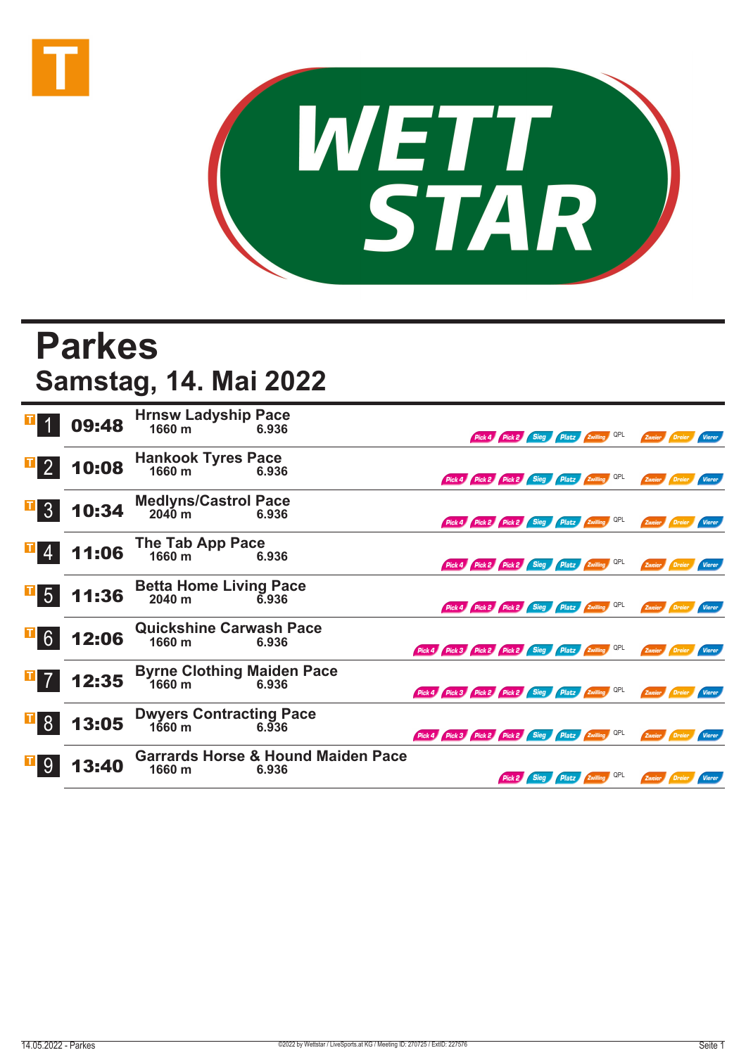# Parkes

## Samstag, 14. Mai 2022

| Nr. | Zeit | Rennen | Distanz | | Wetten | |
|---|---|---|---|---|---|---|
| 1 | 09:48 | Hrnsw Ladyship Pace | 1660 m | 6.936 | Pick 4, Pick 2, Sieg, Platz, Zwilling, QPL | Zweier, Dreier, Vierer |
| 2 | 10:08 | Hankook Tyres Pace | 1660 m | 6.936 | Pick 4, Pick 2, Pick 2, Sieg, Platz, Zwilling, QPL | Zweier, Dreier, Vierer |
| 3 | 10:34 | Medlyns/Castrol Pace | 2040 m | 6.936 | Pick 4, Pick 2, Pick 2, Sieg, Platz, Zwilling, QPL | Zweier, Dreier, Vierer |
| 4 | 11:06 | The Tab App Pace | 1660 m | 6.936 | Pick 4, Pick 2, Pick 2, Sieg, Platz, Zwilling, QPL | Zweier, Dreier, Vierer |
| 5 | 11:36 | Betta Home Living Pace | 2040 m | 6.936 | Pick 4, Pick 2, Pick 2, Sieg, Platz, Zwilling, QPL | Zweier, Dreier, Vierer |
| 6 | 12:06 | Quickshine Carwash Pace | 1660 m | 6.936 | Pick 4, Pick 3, Pick 2, Pick 2, Sieg, Platz, Zwilling, QPL | Zweier, Dreier, Vierer |
| 7 | 12:35 | Byrne Clothing Maiden Pace | 1660 m | 6.936 | Pick 4, Pick 3, Pick 2, Pick 2, Sieg, Platz, Zwilling, QPL | Zweier, Dreier, Vierer |
| 8 | 13:05 | Dwyers Contracting Pace | 1660 m | 6.936 | Pick 4, Pick 3, Pick 2, Pick 2, Sieg, Platz, Zwilling, QPL | Zweier, Dreier, Vierer |
| 9 | 13:40 | Garrards Horse & Hound Maiden Pace | 1660 m | 6.936 | Pick 2, Sieg, Platz, Zwilling, QPL | Zweier, Dreier, Vierer |

©2022 by Wettstar / LiveSports.at KG / Meeting ID: 270725 / ExtID: 227576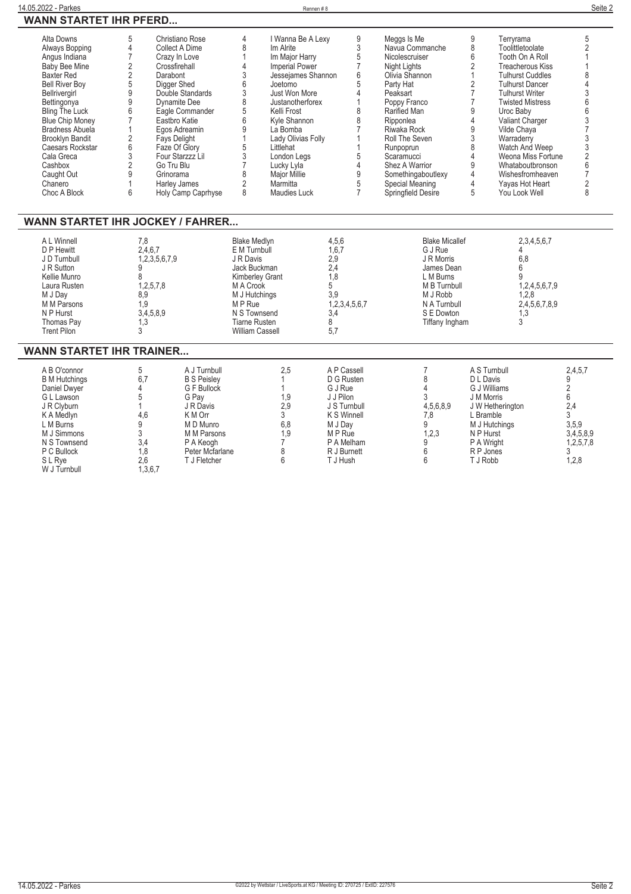## WANN STARTET IHR PFERD...

| Pferd | Rennen | Pferd | Rennen | Pferd | Rennen | Pferd | Rennen | Pferd | Rennen |
|---|---|---|---|---|---|---|---|---|---|
| Alta Downs | 5 | Christiano Rose | 4 | I Wanna Be A Lexy | 9 | Meggs Is Me | 9 | Terryrama | 5 |
| Always Bopping | 4 | Collect A Dime | 8 | Im Alrite | 3 | Navua Commanche | 8 | Toolittletoolate | 2 |
| Angus Indiana | 7 | Crazy In Love | 1 | Im Major Harry | 5 | Nicolescruiser | 6 | Tooth On A Roll | 1 |
| Baby Bee Mine | 2 | Crossfirehall | 4 | Imperial Power | 7 | Night Lights | 2 | Treacherous Kiss | 1 |
| Baxter Red | 2 | Darabont | 3 | Jessejames Shannon | 6 | Olivia Shannon | 1 | Tulhurst Cuddles | 8 |
| Bell River Boy | 5 | Digger Shed | 6 | Joetomo | 5 | Party Hat | 2 | Tulhurst Dancer | 4 |
| Bellrivergirl | 9 | Double Standards | 3 | Just Won More | 4 | Peaksart | 7 | Tulhurst Writer | 3 |
| Bettingonya | 9 | Dynamite Dee | 8 | Justanotherforex | 1 | Poppy Franco | 7 | Twisted Mistress | 6 |
| Bling The Luck | 6 | Eagle Commander | 5 | Kelli Frost | 8 | Rarified Man | 9 | Uroc Baby | 6 |
| Blue Chip Money | 7 | Eastbro Katie | 6 | Kyle Shannon | 8 | Ripponlea | 4 | Valiant Charger | 3 |
| Bradness Abuela | 1 | Egos Adreamin | 9 | La Bomba | 7 | Riwaka Rock | 9 | Vilde Chaya | 7 |
| Brooklyn Bandit | 2 | Fays Delight | 1 | Lady Olivias Folly | 1 | Roll The Seven | 3 | Warraderry | 3 |
| Caesars Rockstar | 6 | Faze Of Glory | 5 | Littlehat | 1 | Runpoprun | 8 | Watch And Weep | 3 |
| Cala Greca | 3 | Four Starzzz Lil | 3 | London Legs | 5 | Scaramucci | 4 | Weona Miss Fortune | 2 |
| Cashbox | 2 | Go Tru Blu | 7 | Lucky Lyla | 4 | Shez A Warrior | 9 | Whataboutbronson | 6 |
| Caught Out | 9 | Grinorama | 8 | Major Millie | 9 | Somethingaboutlexy | 4 | Wishesfromheaven | 7 |
| Chanero | 1 | Harley James | 2 | Marmitta | 5 | Special Meaning | 4 | Yayas Hot Heart | 2 |
| Choc A Block | 6 | Holy Camp Caprhyse | 8 | Maudies Luck | 7 | Springfield Desire | 5 | You Look Well | 8 |

## WANN STARTET IHR JOCKEY / FAHRER...

| Jockey / Fahrer | Rennen | Jockey / Fahrer | Rennen | Jockey / Fahrer | Rennen |
|---|---|---|---|---|---|
| A L Winnell | 7,8 | Blake Medlyn | 4,5,6 | Blake Micallef | 2,3,4,5,6,7 |
| D P Hewitt | 2,4,6,7 | E M Turnbull | 1,6,7 | G J Rue | 4 |
| J D Turnbull | 1,2,3,5,6,7,9 | J R Davis | 2,9 | J R Morris | 6,8 |
| J R Sutton | 9 | Jack Buckman | 2,4 | James Dean | 6 |
| Kellie Munro | 8 | Kimberley Grant | 1,8 | L M Burns | 9 |
| Laura Rusten | 1,2,5,7,8 | M A Crook | 5 | M B Turnbull | 1,2,4,5,6,7,9 |
| M J Day | 8,9 | M J Hutchings | 3,9 | M J Robb | 1,2,8 |
| M M Parsons | 1,9 | M P Rue | 1,2,3,4,5,6,7 | N A Turnbull | 2,4,5,6,7,8,9 |
| N P Hurst | 3,4,5,8,9 | N S Townsend | 3,4 | S E Dowton | 1,3 |
| Thomas Pay | 1,3 | Tiarne Rusten | 8 | Tiffany Ingham | 3 |
| Trent Pilon | 3 | William Cassell | 5,7 | | |

## WANN STARTET IHR TRAINER...

| Trainer | Rennen | Trainer | Rennen | Trainer | Rennen | Trainer | Rennen |
|---|---|---|---|---|---|---|---|
| A B O'connor | 5 | A J Turnbull | 2,5 | A P Cassell | 7 | A S Turnbull | 2,4,5,7 |
| B M Hutchings | 6,7 | B S Peisley | 1 | D G Rusten | 8 | D L Davis | 9 |
| Daniel Dwyer | 4 | G F Bullock | 1 | G J Rue | 4 | G J Williams | 2 |
| G L Lawson | 5 | G Pay | 1,9 | J J Pilon | 3 | J M Morris | 6 |
| J R Clyburn | 1 | J R Davis | 2,9 | J S Turnbull | 4,5,6,8,9 | J W Hetherington | 2,4 |
| K A Medlyn | 4,6 | K M Orr | 3 | K S Winnell | 7,8 | L Bramble | 3 |
| L M Burns | 9 | M D Munro | 6,8 | M J Day | 9 | M J Hutchings | 3,5,9 |
| M J Simmons | 3 | M M Parsons | 1,9 | M P Rue | 1,2,3 | N P Hurst | 3,4,5,8,9 |
| N S Townsend | 3,4 | P A Keogh | 7 | P A Melham | 9 | P A Wright | 1,2,5,7,8 |
| P C Bullock | 1,8 | Peter Mcfarlane | 8 | R J Burnett | 6 | R P Jones | 3 |
| S L Rye | 2,6 | T J Fletcher | 6 | T J Hush | 6 | T J Robb | 1,2,8 |
| W J Turnbull | 1,3,6,7 | | | | | | |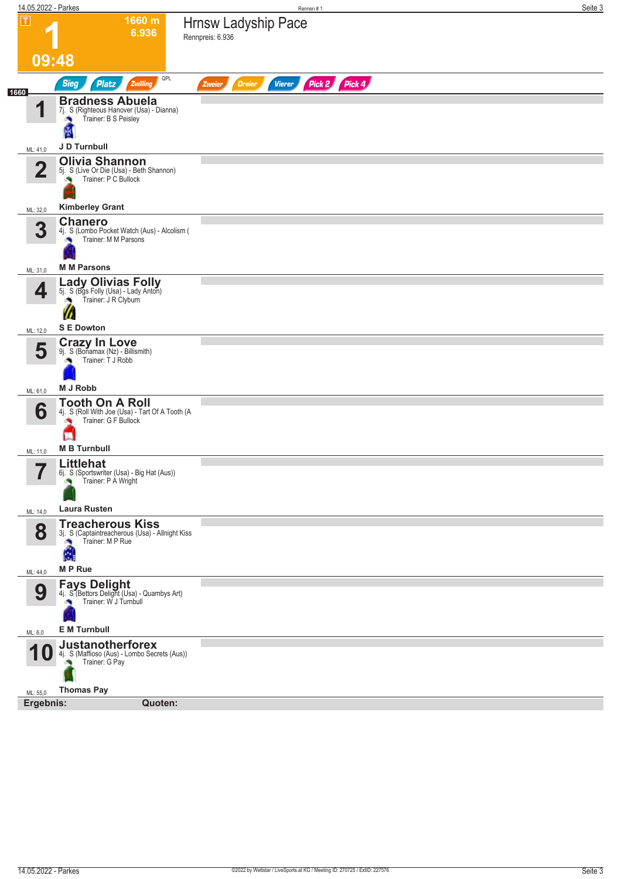# 1

**1660 m**
**6.936**

**09:48**

## Hrnsw Ladyship Pace

Rennpreis: 6.936

Sieg | Platz | Zwilling | QPL | Zweier | Dreier | Vierer | Pick 2 | Pick 4

**1660**

| Nr. | Pferd | ML |
|---|---|---|
| 1 | **Bradness Abuela**<br>7j. S (Righteous Hanover (Usa) - Dianna)<br>Trainer: B S Peisley<br>**J D Turnbull** | ML: 41,0 |
| 2 | **Olivia Shannon**<br>5j. S (Live Or Die (Usa) - Beth Shannon)<br>Trainer: P C Bullock<br>**Kimberley Grant** | ML: 32,0 |
| 3 | **Chanero**<br>4j. S (Lombo Pocket Watch (Aus) - Alcolism (<br>Trainer: M M Parsons<br>**M M Parsons** | ML: 31,0 |
| 4 | **Lady Olivias Folly**<br>5j. S (Bgs Folly (Usa) - Lady Anton)<br>Trainer: J R Clyburn<br>**S E Dowton** | ML: 12,0 |
| 5 | **Crazy In Love**<br>9j. S (Bonamax (Nz) - Billismith)<br>Trainer: T J Robb<br>**M J Robb** | ML: 61,0 |
| 6 | **Tooth On A Roll**<br>4j. S (Roll With Joe (Usa) - Tart Of A Tooth (A<br>Trainer: G F Bullock<br>**M B Turnbull** | ML: 11,0 |
| 7 | **Littlehat**<br>6j. S (Sportswriter (Usa) - Big Hat (Aus))<br>Trainer: P A Wright<br>**Laura Rusten** | ML: 14,0 |
| 8 | **Treacherous Kiss**<br>3j. S (Captaintreacherous (Usa) - Allnight Kiss<br>Trainer: M P Rue<br>**M P Rue** | ML: 44,0 |
| 9 | **Fays Delight**<br>4j. S (Bettors Delight (Usa) - Quambys Art)<br>Trainer: W J Turnbull<br>**E M Turnbull** | ML: 6,0 |
| 10 | **Justanotherforex**<br>4j. S (Maffioso (Aus) - Lombo Secrets (Aus))<br>Trainer: G Pay<br>**Thomas Pay** | ML: 55,0 |

**Ergebnis:** **Quoten:**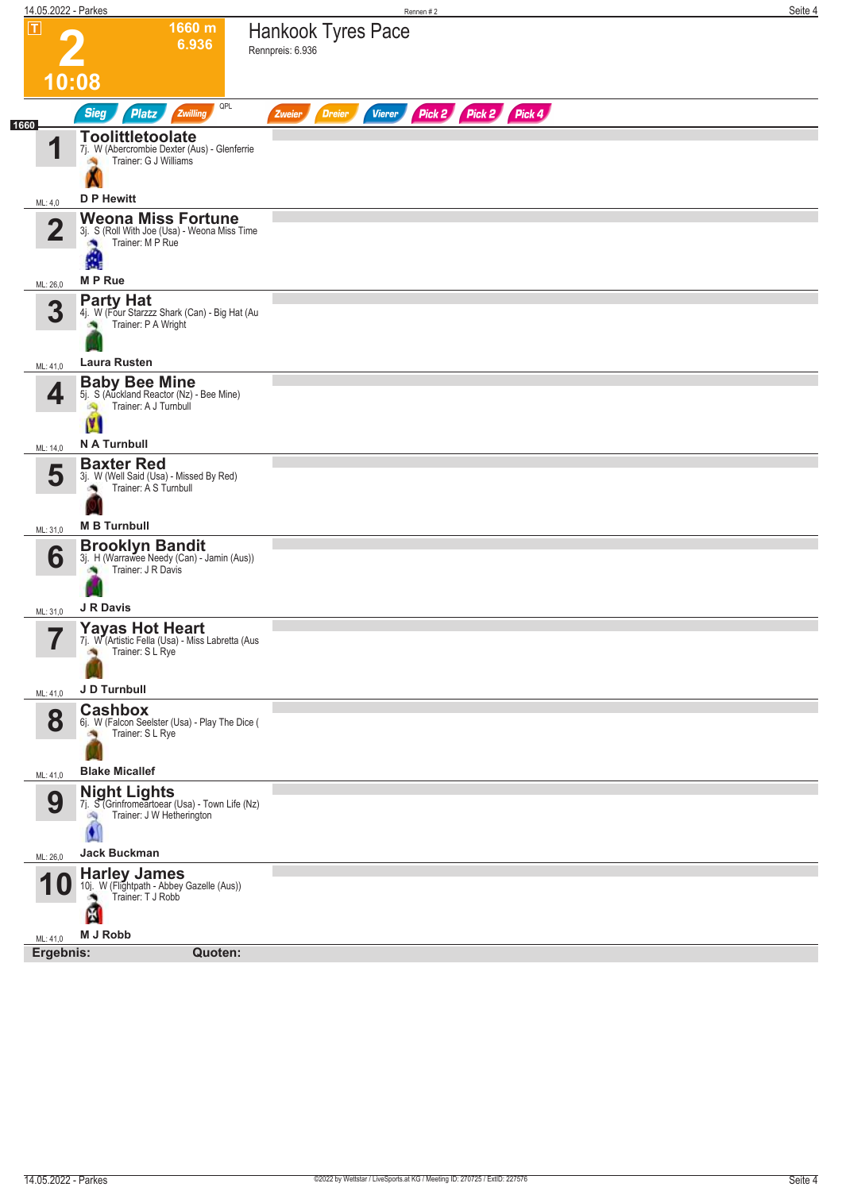# 2 — 10:08

**1660 m**
**6.936**

## Hankook Tyres Pace

Rennpreis: 6.936

Sieg | Platz | Zwilling | QPL | Zweier | Dreier | Vierer | Pick 2 | Pick 2 | Pick 4

**1660**

| Nr. | Pferd | Details | Trainer | Fahrer | ML |
|---|---|---|---|---|---|
| 1 | **Toolittletoolate** | 7j. W (Abercrombie Dexter (Aus) - Glenferrie | Trainer: G J Williams | D P Hewitt | ML: 4,0 |
| 2 | **Weona Miss Fortune** | 3j. S (Roll With Joe (Usa) - Weona Miss Time | Trainer: M P Rue | M P Rue | ML: 26,0 |
| 3 | **Party Hat** | 4j. W (Four Starzzz Shark (Can) - Big Hat (Au | Trainer: P A Wright | Laura Rusten | ML: 41,0 |
| 4 | **Baby Bee Mine** | 5j. S (Auckland Reactor (Nz) - Bee Mine) | Trainer: A J Turnbull | N A Turnbull | ML: 14,0 |
| 5 | **Baxter Red** | 3j. W (Well Said (Usa) - Missed By Red) | Trainer: A S Turnbull | M B Turnbull | ML: 31,0 |
| 6 | **Brooklyn Bandit** | 3j. H (Warrawee Needy (Can) - Jamin (Aus)) | Trainer: J R Davis | J R Davis | ML: 31,0 |
| 7 | **Yayas Hot Heart** | 7j. W (Artistic Fella (Usa) - Miss Labretta (Aus | Trainer: S L Rye | J D Turnbull | ML: 41,0 |
| 8 | **Cashbox** | 6j. W (Falcon Seelster (Usa) - Play The Dice ( | Trainer: S L Rye | Blake Micallef | ML: 41,0 |
| 9 | **Night Lights** | 7j. S (Grinfromeartoear (Usa) - Town Life (Nz) | Trainer: J W Hetherington | Jack Buckman | ML: 26,0 |
| 10 | **Harley James** | 10j. W (Flightpath - Abbey Gazelle (Aus)) | Trainer: T J Robb | M J Robb | ML: 41,0 |

**Ergebnis:** **Quoten:**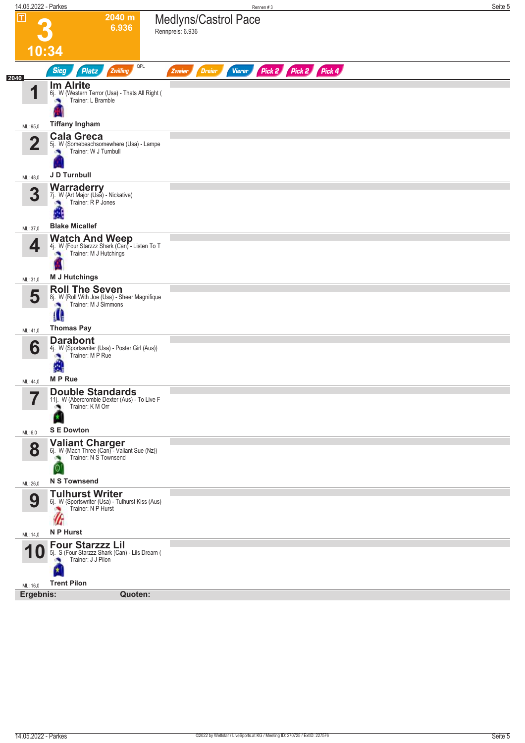# 3 — 10:34

**2040 m** — 6.936

## Medlyns/Castrol Pace

Rennpreis: 6.936

Sieg | Platz | Zwilling | QPL | Zweier | Dreier | Vierer | Pick 2 | Pick 2 | Pick 4

2040

**1 Im Alrite**
6j. W (Western Terror (Usa) - Thats All Right (
Trainer: L Bramble
ML: 95,0 — Tiffany Ingham

**2 Cala Greca**
5j. W (Somebeachsomewhere (Usa) - Lampe
Trainer: W J Turnbull
ML: 48,0 — J D Turnbull

**3 Warraderry**
7j. W (Art Major (Usa) - Nickative)
Trainer: R P Jones
ML: 37,0 — Blake Micallef

**4 Watch And Weep**
4j. W (Four Starzzz Shark (Can) - Listen To T
Trainer: M J Hutchings
ML: 31,0 — M J Hutchings

**5 Roll The Seven**
8j. W (Roll With Joe (Usa) - Sheer Magnifique
Trainer: M J Simmons
ML: 41,0 — Thomas Pay

**6 Darabont**
4j. W (Sportswriter (Usa) - Poster Girl (Aus))
Trainer: M P Rue
ML: 44,0 — M P Rue

**7 Double Standards**
11j. W (Abercrombie Dexter (Aus) - To Live F
Trainer: K M Orr
ML: 6,0 — S E Dowton

**8 Valiant Charger**
6j. W (Mach Three (Can) - Valiant Sue (Nz))
Trainer: N S Townsend
ML: 26,0 — N S Townsend

**9 Tulhurst Writer**
6j. W (Sportswriter (Usa) - Tulhurst Kiss (Aus)
Trainer: N P Hurst
ML: 14,0 — N P Hurst

**10 Four Starzzz Lil**
5j. S (Four Starzzz Shark (Can) - Lils Dream (
Trainer: J J Pilon
ML: 16,0 — Trent Pilon

**Ergebnis:** **Quoten:**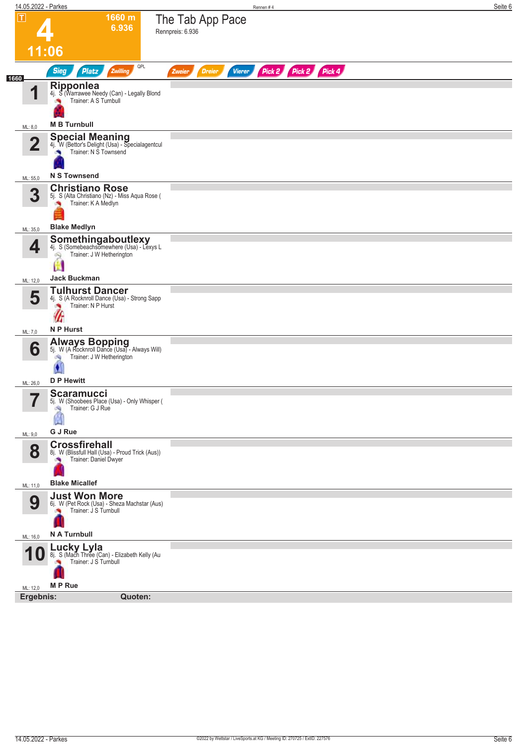# 4

**1660 m**
**6.936**

**11:06**

## The Tab App Pace

Rennpreis: 6.936

Sieg | Platz | Zwilling | QPL | Zweier | Dreier | Vierer | Pick 2 | Pick 2 | Pick 4

1660

| Nr. | Pferd | Details | Trainer | Fahrer | ML |
|---|---|---|---|---|---|
| 1 | **Ripponlea** | 4j. S (Warrawee Needy (Can) - Legally Blond | Trainer: A S Turnbull | M B Turnbull | ML: 8,0 |
| 2 | **Special Meaning** | 4j. W (Bettor's Delight (Usa) - Specialagentcul | Trainer: N S Townsend | N S Townsend | ML: 55,0 |
| 3 | **Christiano Rose** | 5j. S (Alta Christiano (Nz) - Miss Aqua Rose ( | Trainer: K A Medlyn | Blake Medlyn | ML: 35,0 |
| 4 | **Somethingaboutlexy** | 4j. S (Somebeachsomewhere (Usa) - Lexys L | Trainer: J W Hetherington | Jack Buckman | ML: 12,0 |
| 5 | **Tulhurst Dancer** | 4j. S (A Rocknroll Dance (Usa) - Strong Sapp | Trainer: N P Hurst | N P Hurst | ML: 7,0 |
| 6 | **Always Bopping** | 5j. W (A Rocknroll Dance (Usa) - Always Will) | Trainer: J W Hetherington | D P Hewitt | ML: 26,0 |
| 7 | **Scaramucci** | 5j. W (Shoobees Place (Usa) - Only Whisper ( | Trainer: G J Rue | G J Rue | ML: 9,0 |
| 8 | **Crossfirehall** | 8j. W (Blissfull Hall (Usa) - Proud Trick (Aus)) | Trainer: Daniel Dwyer | Blake Micallef | ML: 11,0 |
| 9 | **Just Won More** | 6j. W (Pet Rock (Usa) - Sheza Machstar (Aus) | Trainer: J S Turnbull | N A Turnbull | ML: 16,0 |
| 10 | **Lucky Lyla** | 8j. S (Mach Three (Can) - Elizabeth Kelly (Au | Trainer: J S Turnbull | M P Rue | ML: 12,0 |

**Ergebnis:** **Quoten:**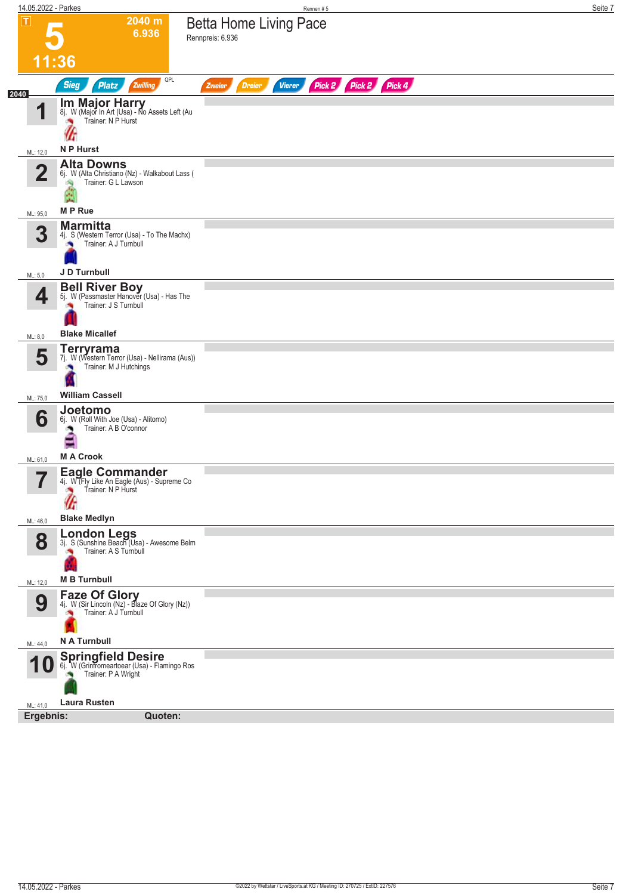# 5

**2040 m**
**6.936**

**11:36**

## Betta Home Living Pace

Rennpreis: 6.936

Sieg | Platz | Zwilling | QPL | Zweier | Dreier | Vierer | Pick 2 | Pick 2 | Pick 4

2040

| Nr. | Pferd | ML |
|---|---|---|
| 1 | **Im Major Harry**<br>8j. W (Major In Art (Usa) - No Assets Left (Au<br>Trainer: N P Hurst<br>**N P Hurst** | ML: 12,0 |
| 2 | **Alta Downs**<br>6j. W (Alta Christiano (Nz) - Walkabout Lass (<br>Trainer: G L Lawson<br>**M P Rue** | ML: 95,0 |
| 3 | **Marmitta**<br>4j. S (Western Terror (Usa) - To The Machx)<br>Trainer: A J Turnbull<br>**J D Turnbull** | ML: 5,0 |
| 4 | **Bell River Boy**<br>5j. W (Passmaster Hanover (Usa) - Has The<br>Trainer: J S Turnbull<br>**Blake Micallef** | ML: 8,0 |
| 5 | **Terryrama**<br>7j. W (Western Terror (Usa) - Nellirama (Aus))<br>Trainer: M J Hutchings<br>**William Cassell** | ML: 75,0 |
| 6 | **Joetomo**<br>6j. W (Roll With Joe (Usa) - Alitomo)<br>Trainer: A B O'connor<br>**M A Crook** | ML: 61,0 |
| 7 | **Eagle Commander**<br>4j. W (Fly Like An Eagle (Aus) - Supreme Co<br>Trainer: N P Hurst<br>**Blake Medlyn** | ML: 46,0 |
| 8 | **London Legs**<br>3j. S (Sunshine Beach (Usa) - Awesome Belm<br>Trainer: A S Turnbull<br>**M B Turnbull** | ML: 12,0 |
| 9 | **Faze Of Glory**<br>4j. W (Sir Lincoln (Nz) - Blaze Of Glory (Nz))<br>Trainer: A J Turnbull<br>**N A Turnbull** | ML: 44,0 |
| 10 | **Springfield Desire**<br>6j. W (Grinfromeartoear (Usa) - Flamingo Ros<br>Trainer: P A Wright<br>**Laura Rusten** | ML: 41,0 |

**Ergebnis:** **Quoten:**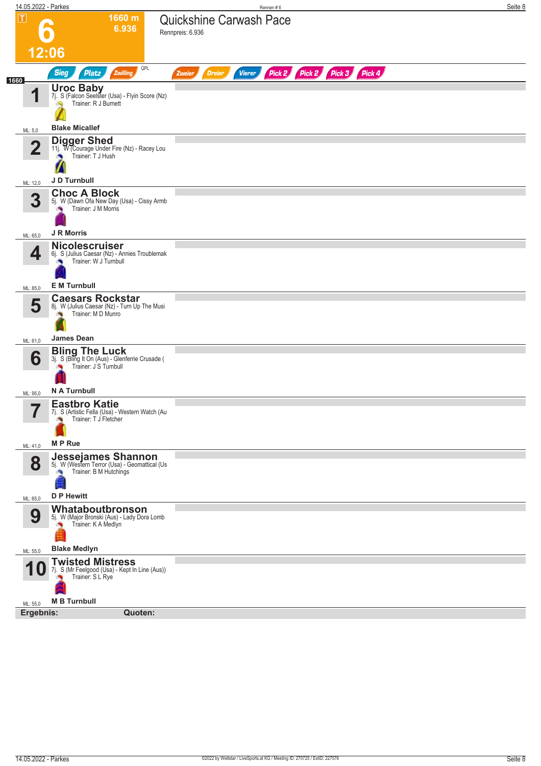# 6 — Quickshine Carwash Pace

**12:06** — 1660 m — 6.936

Rennpreis: 6.936

Sieg | Platz | Zwilling | QPL | Zweier | Dreier | Vierer | Pick 2 | Pick 2 | Pick 3 | Pick 4

1660

| Nr. | Pferd | ML |
|---|---|---|
| 1 | **Uroc Baby**<br>7j. S (Falcon Seelster (Usa) - Flyin Score (Nz)<br>Trainer: R J Burnett<br>**Blake Micallef** | ML: 5,0 |
| 2 | **Digger Shed**<br>11j. W (Courage Under Fire (Nz) - Racey Lou<br>Trainer: T J Hush<br>**J D Turnbull** | ML: 12,0 |
| 3 | **Choc A Block**<br>5j. W (Dawn Ofa New Day (Usa) - Cissy Armb<br>Trainer: J M Morris<br>**J R Morris** | ML: 65,0 |
| 4 | **Nicolescruiser**<br>6j. S (Julius Caesar (Nz) - Annies Troublemak<br>Trainer: W J Turnbull<br>**E M Turnbull** | ML: 85,0 |
| 5 | **Caesars Rockstar**<br>8j. W (Julius Caesar (Nz) - Turn Up The Musi<br>Trainer: M D Munro<br>**James Dean** | ML: 61,0 |
| 6 | **Bling The Luck**<br>3j. S (Bling It On (Aus) - Glenferrie Crusade (<br>Trainer: J S Turnbull<br>**N A Turnbull** | ML: 95,0 |
| 7 | **Eastbro Katie**<br>7j. S (Artistic Fella (Usa) - Western Watch (Au<br>Trainer: T J Fletcher<br>**M P Rue** | ML: 41,0 |
| 8 | **Jessejames Shannon**<br>5j. W (Western Terror (Usa) - Geomattical (Us<br>Trainer: B M Hutchings<br>**D P Hewitt** | ML: 65,0 |
| 9 | **Whataboutbronson**<br>5j. W (Major Bronski (Aus) - Lady Dora Lomb<br>Trainer: K A Medlyn<br>**Blake Medlyn** | ML: 55,0 |
| 10 | **Twisted Mistress**<br>7j. S (Mr Feelgood (Usa) - Kept In Line (Aus))<br>Trainer: S L Rye<br>**M B Turnbull** | ML: 55,0 |

**Ergebnis:** **Quoten:**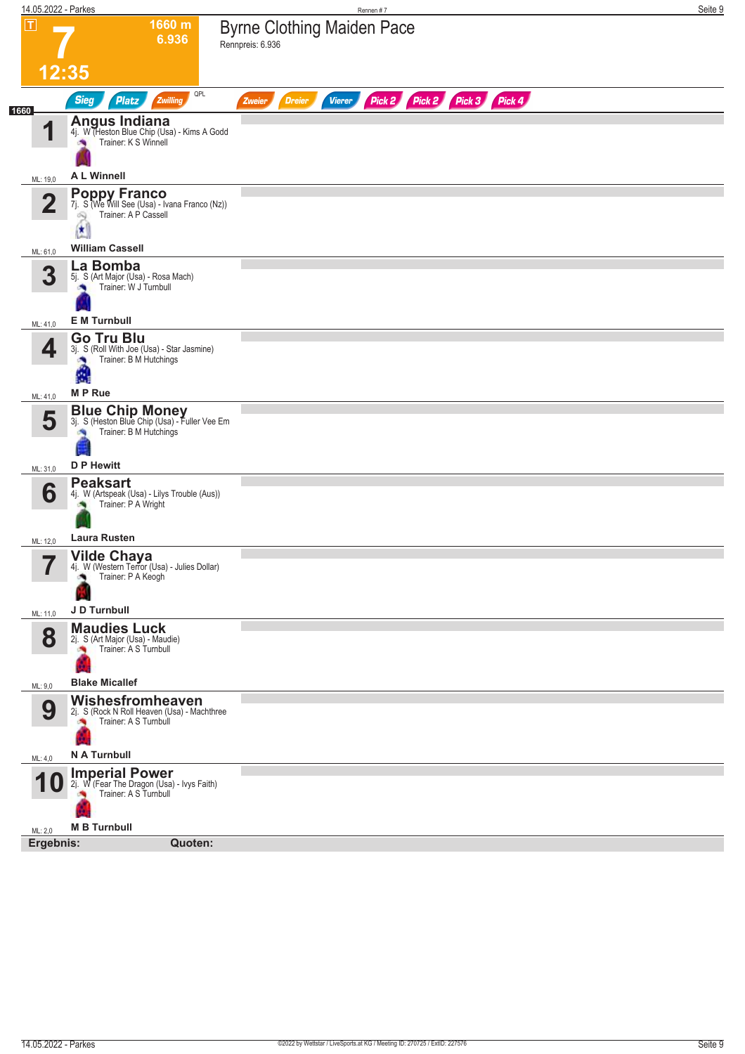# 7

**1660 m**
**6.936**

**12:35**

## Byrne Clothing Maiden Pace

Rennpreis: 6.936

Sieg | Platz | Zwilling | QPL | Zweier | Dreier | Vierer | Pick 2 | Pick 2 | Pick 3 | Pick 4

**1660**

**1 Angus Indiana**
4j. W (Heston Blue Chip (Usa) - Kims A Godd
Trainer: K S Winnell
**A L Winnell**
ML: 19,0

**2 Poppy Franco**
7j. S (We Will See (Usa) - Ivana Franco (Nz))
Trainer: A P Cassell
**William Cassell**
ML: 61,0

**3 La Bomba**
5j. S (Art Major (Usa) - Rosa Mach)
Trainer: W J Turnbull
**E M Turnbull**
ML: 41,0

**4 Go Tru Blu**
3j. S (Roll With Joe (Usa) - Star Jasmine)
Trainer: B M Hutchings
**M P Rue**
ML: 41,0

**5 Blue Chip Money**
3j. S (Heston Blue Chip (Usa) - Fuller Vee Em
Trainer: B M Hutchings
**D P Hewitt**
ML: 31,0

**6 Peaksart**
4j. W (Artspeak (Usa) - Lilys Trouble (Aus))
Trainer: P A Wright
**Laura Rusten**
ML: 12,0

**7 Vilde Chaya**
4j. W (Western Terror (Usa) - Julies Dollar)
Trainer: P A Keogh
**J D Turnbull**
ML: 11,0

**8 Maudies Luck**
2j. S (Art Major (Usa) - Maudie)
Trainer: A S Turnbull
**Blake Micallef**
ML: 9,0

**9 Wishesfromheaven**
2j. S (Rock N Roll Heaven (Usa) - Machthree
Trainer: A S Turnbull
**N A Turnbull**
ML: 4,0

**10 Imperial Power**
2j. W (Fear The Dragon (Usa) - Ivys Faith)
Trainer: A S Turnbull
**M B Turnbull**
ML: 2,0

**Ergebnis:** **Quoten:**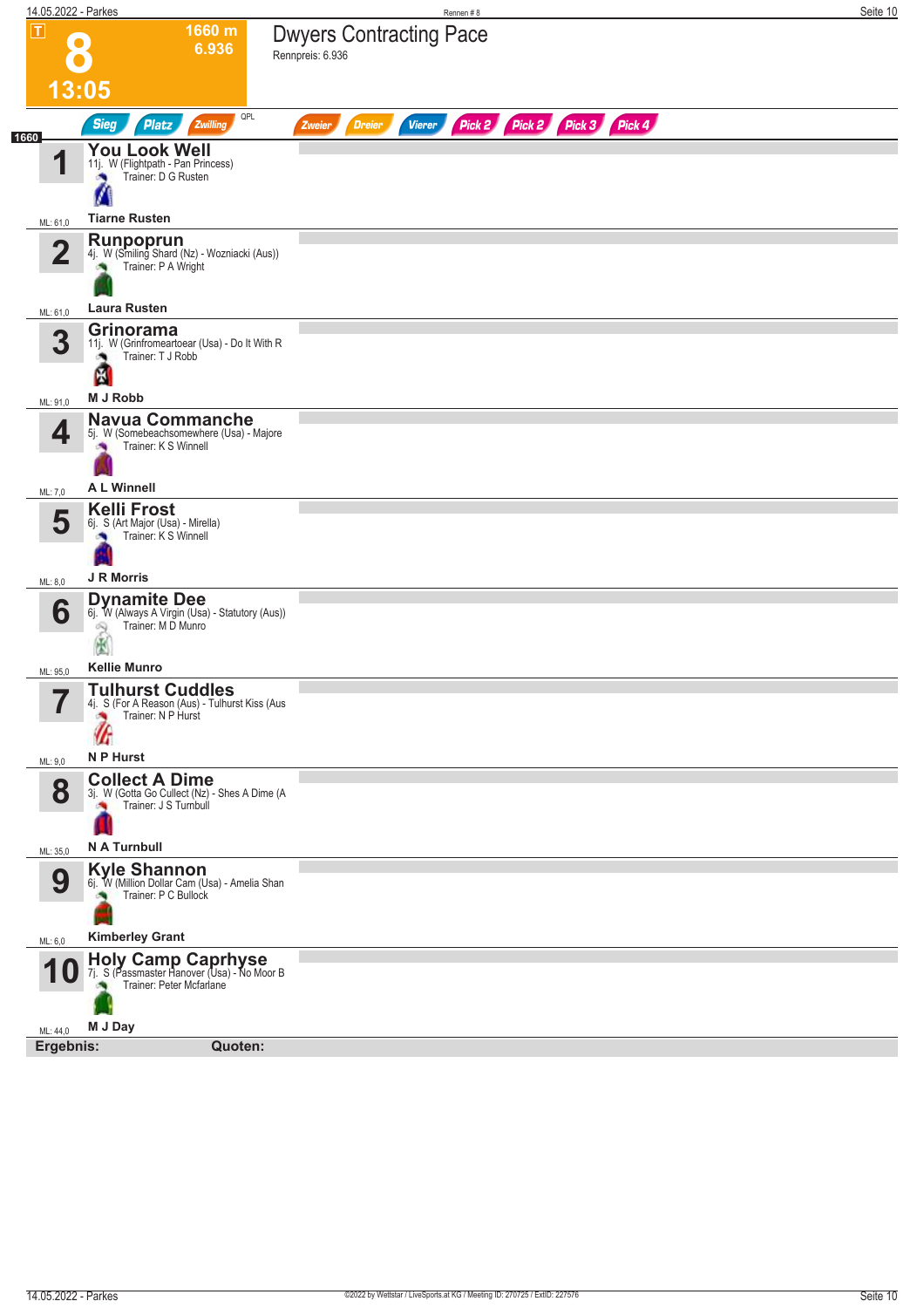# 8

1660 m
6.936

13:05

## Dwyers Contracting Pace

Rennpreis: 6.936

Sieg | Platz | Zwilling | QPL | Zweier | Dreier | Vierer | Pick 2 | Pick 2 | Pick 3 | Pick 4

1660

| Nr. | Pferd | Details | Trainer | Fahrer | ML |
|---|---|---|---|---|---|
| 1 | **You Look Well** | 11j. W (Flightpath - Pan Princess) | Trainer: D G Rusten | Tiarne Rusten | ML: 61,0 |
| 2 | **Runpoprun** | 4j. W (Smiling Shard (Nz) - Wozniacki (Aus)) | Trainer: P A Wright | Laura Rusten | ML: 61,0 |
| 3 | **Grinorama** | 11j. W (Grinfromeartoear (Usa) - Do It With R | Trainer: T J Robb | M J Robb | ML: 91,0 |
| 4 | **Navua Commanche** | 5j. W (Somebeachsomewhere (Usa) - Majore | Trainer: K S Winnell | A L Winnell | ML: 7,0 |
| 5 | **Kelli Frost** | 6j. S (Art Major (Usa) - Mirella) | Trainer: K S Winnell | J R Morris | ML: 8,0 |
| 6 | **Dynamite Dee** | 6j. W (Always A Virgin (Usa) - Statutory (Aus)) | Trainer: M D Munro | Kellie Munro | ML: 95,0 |
| 7 | **Tulhurst Cuddles** | 4j. S (For A Reason (Aus) - Tulhurst Kiss (Aus | Trainer: N P Hurst | N P Hurst | ML: 9,0 |
| 8 | **Collect A Dime** | 3j. W (Gotta Go Cullect (Nz) - Shes A Dime (A | Trainer: J S Turnbull | N A Turnbull | ML: 35,0 |
| 9 | **Kyle Shannon** | 6j. W (Million Dollar Cam (Usa) - Amelia Shan | Trainer: P C Bullock | Kimberley Grant | ML: 6,0 |
| 10 | **Holy Camp Caprhyse** | 7j. S (Passmaster Hanover (Usa) - No Moor B | Trainer: Peter Mcfarlane | M J Day | ML: 44,0 |

**Ergebnis:** **Quoten:**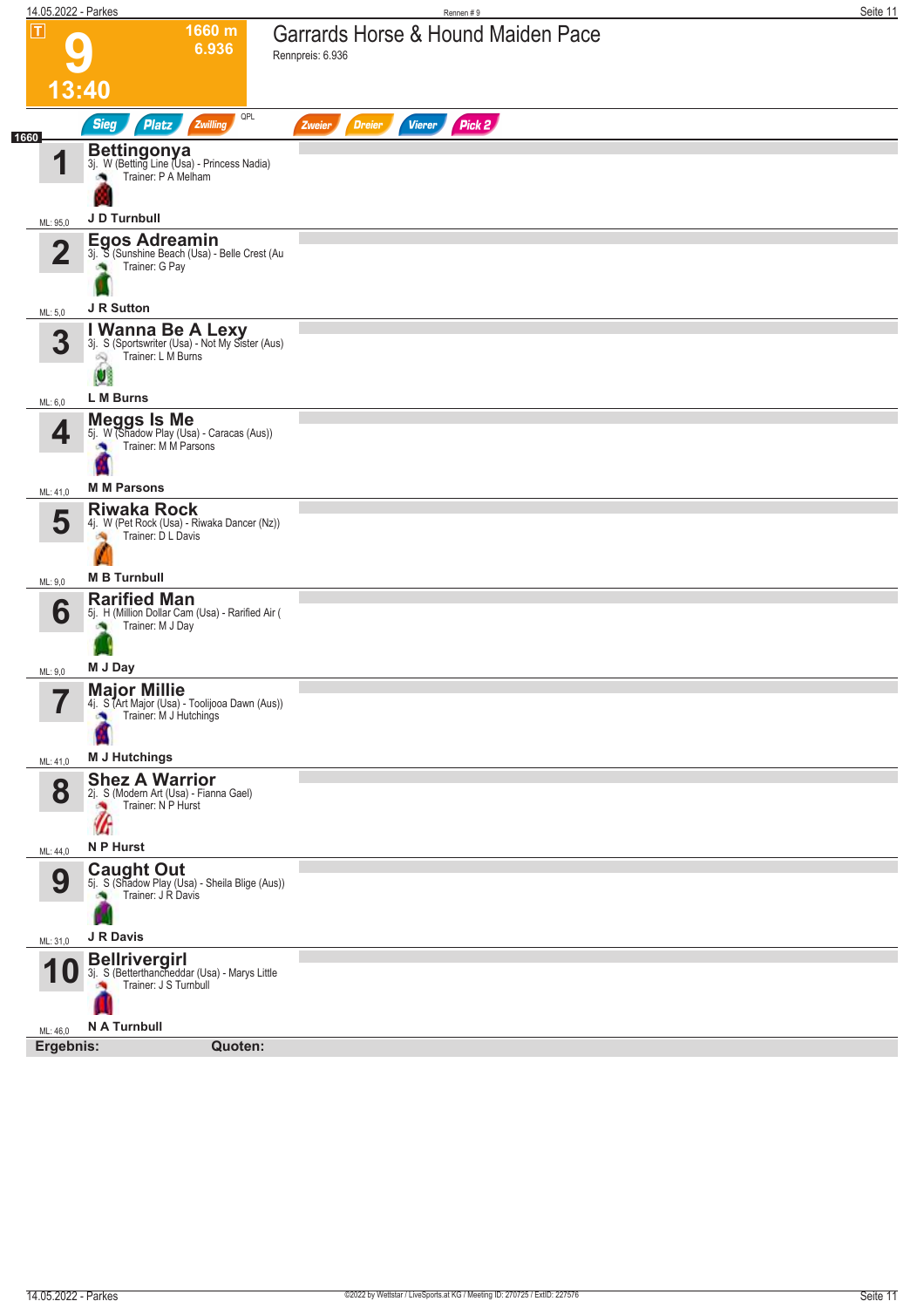# 9 — 13:40

**1660 m** 6.936

## Garrards Horse & Hound Maiden Pace

Rennpreis: 6.936

Sieg | Platz | Zwilling | QPL | Zweier | Dreier | Vierer | Pick 2

1660

| Nr. | Pferd | ML |
|---|---|---|
| 1 | **Bettingonya**<br>3j. W (Betting Line (Usa) - Princess Nadia)<br>Trainer: P A Melham<br>**J D Turnbull** | ML: 95,0 |
| 2 | **Egos Adreamin**<br>3j. S (Sunshine Beach (Usa) - Belle Crest (Au<br>Trainer: G Pay<br>**J R Sutton** | ML: 5,0 |
| 3 | **I Wanna Be A Lexy**<br>3j. S (Sportswriter (Usa) - Not My Sister (Aus)<br>Trainer: L M Burns<br>**L M Burns** | ML: 6,0 |
| 4 | **Meggs Is Me**<br>5j. W (Shadow Play (Usa) - Caracas (Aus))<br>Trainer: M M Parsons<br>**M M Parsons** | ML: 41,0 |
| 5 | **Riwaka Rock**<br>4j. W (Pet Rock (Usa) - Riwaka Dancer (Nz))<br>Trainer: D L Davis<br>**M B Turnbull** | ML: 9,0 |
| 6 | **Rarified Man**<br>5j. H (Million Dollar Cam (Usa) - Rarified Air (<br>Trainer: M J Day<br>**M J Day** | ML: 9,0 |
| 7 | **Major Millie**<br>4j. S (Art Major (Usa) - Toolijooa Dawn (Aus))<br>Trainer: M J Hutchings<br>**M J Hutchings** | ML: 41,0 |
| 8 | **Shez A Warrior**<br>2j. S (Modern Art (Usa) - Fianna Gael)<br>Trainer: N P Hurst<br>**N P Hurst** | ML: 44,0 |
| 9 | **Caught Out**<br>5j. S (Shadow Play (Usa) - Sheila Blige (Aus))<br>Trainer: J R Davis<br>**J R Davis** | ML: 31,0 |
| 10 | **Bellrivergirl**<br>3j. S (Betterthancheddar (Usa) - Marys Little<br>Trainer: J S Turnbull<br>**N A Turnbull** | ML: 46,0 |

**Ergebnis:** **Quoten:**